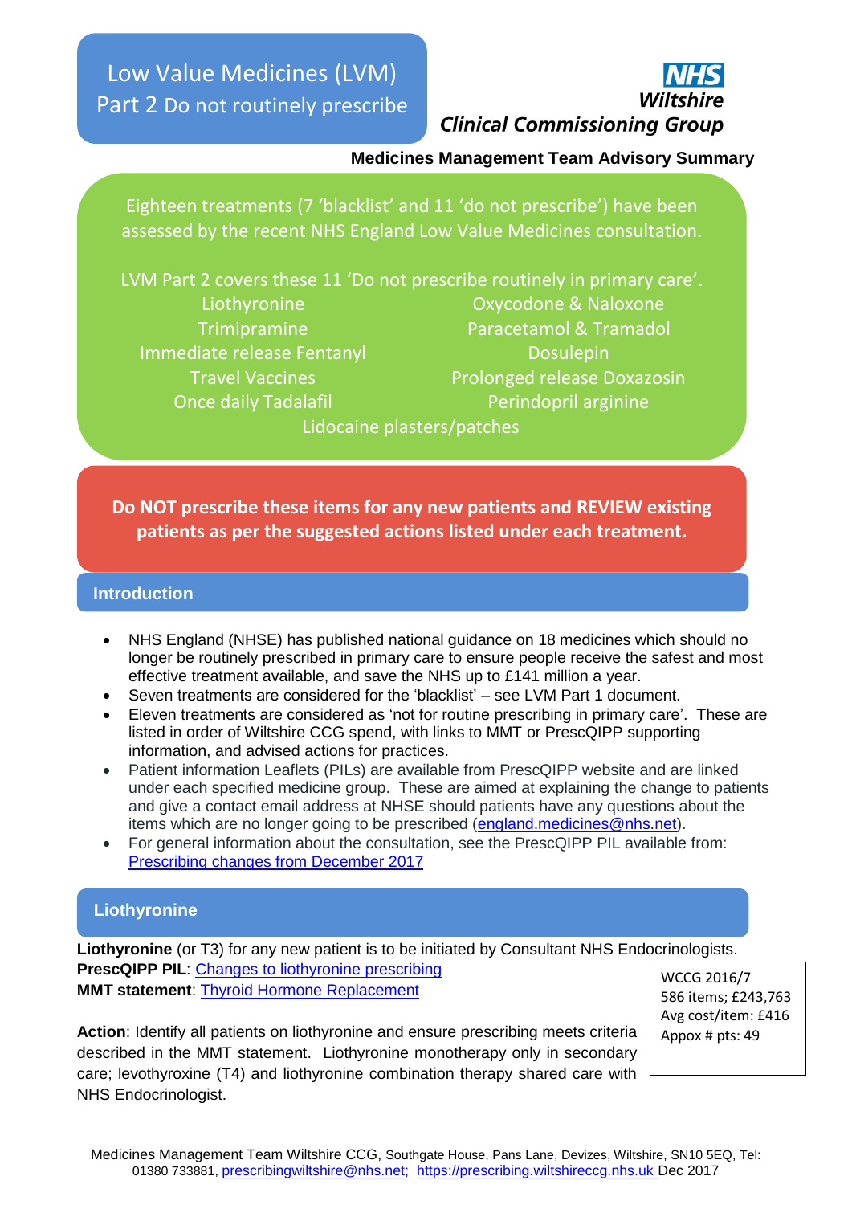# Low Value Medicines (LVM) Part 2 Do not routinely prescribe

**NHS Wiltshire Clinical Commissioning Group**

**Medicines Management Team Advisory Summary**

Eighteen treatments (7 'blacklist' and 11 'do not prescribe') have been assessed by the recent NHS England Low Value Medicines consultation.

LVM Part 2 covers these 11 'Do not prescribe routinely in primary care'.

| | |
|---|---|
| Liothyronine | Oxycodone & Naloxone |
| Trimipramine | Paracetamol & Tramadol |
| Immediate release Fentanyl | Dosulepin |
| Travel Vaccines | Prolonged release Doxazosin |
| Once daily Tadalafil | Perindopril arginine |

Lidocaine plasters/patches

**Do NOT prescribe these items for any new patients and REVIEW existing patients as per the suggested actions listed under each treatment.**

## Introduction

- NHS England (NHSE) has published national guidance on 18 medicines which should no longer be routinely prescribed in primary care to ensure people receive the safest and most effective treatment available, and save the NHS up to £141 million a year.
- Seven treatments are considered for the 'blacklist' – see LVM Part 1 document.
- Eleven treatments are considered as 'not for routine prescribing in primary care'. These are listed in order of Wiltshire CCG spend, with links to MMT or PrescQIPP supporting information, and advised actions for practices.
- Patient information Leaflets (PILs) are available from PrescQIPP website and are linked under each specified medicine group. These are aimed at explaining the change to patients and give a contact email address at NHSE should patients have any questions about the items which are no longer going to be prescribed (england.medicines@nhs.net).
- For general information about the consultation, see the PrescQIPP PIL available from: Prescribing changes from December 2017

## Liothyronine

**Liothyronine** (or T3) for any new patient is to be initiated by Consultant NHS Endocrinologists.

**PrescQIPP PIL**: Changes to liothyronine prescribing

**MMT statement**: Thyroid Hormone Replacement

WCCG 2016/7
586 items; £243,763
Avg cost/item: £416
Appox # pts: 49

**Action**: Identify all patients on liothyronine and ensure prescribing meets criteria described in the MMT statement. Liothyronine monotherapy only in secondary care; levothyroxine (T4) and liothyronine combination therapy shared care with NHS Endocrinologist.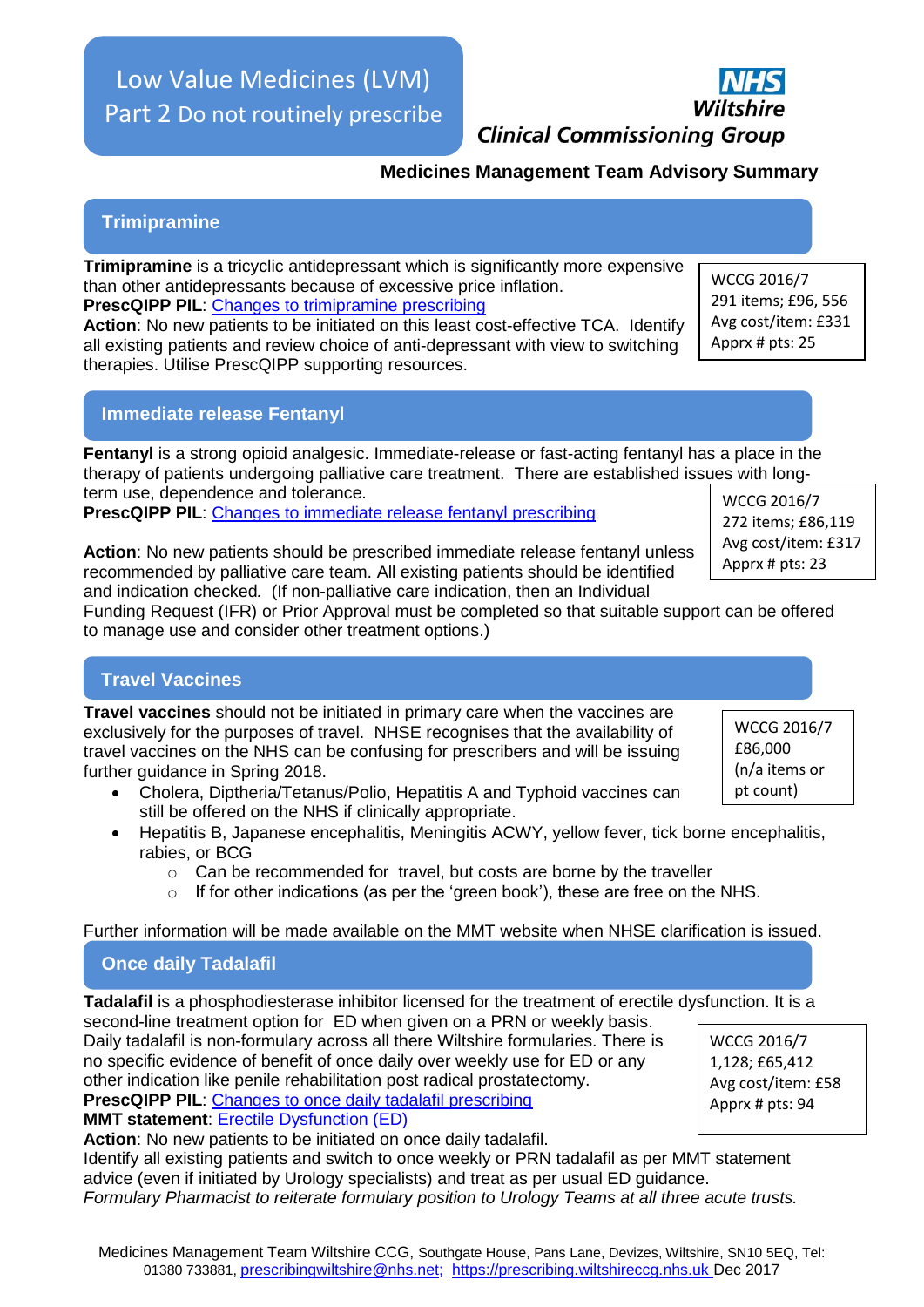# Low Value Medicines (LVM) Part 2 Do not routinely prescribe

**NHS Wiltshire Clinical Commissioning Group**

**Medicines Management Team Advisory Summary**

## Trimipramine

WCCG 2016/7
291 items; £96, 556
Avg cost/item: £331
Apprx # pts: 25

**Trimipramine** is a tricyclic antidepressant which is significantly more expensive than other antidepressants because of excessive price inflation.
**PrescQIPP PIL**: Changes to trimipramine prescribing
**Action**: No new patients to be initiated on this least cost-effective TCA. Identify all existing patients and review choice of anti-depressant with view to switching therapies. Utilise PrescQIPP supporting resources.

## Immediate release Fentanyl

WCCG 2016/7
272 items; £86,119
Avg cost/item: £317
Apprx # pts: 23

**Fentanyl** is a strong opioid analgesic. Immediate-release or fast-acting fentanyl has a place in the therapy of patients undergoing palliative care treatment. There are established issues with long-term use, dependence and tolerance.
**PrescQIPP PIL**: Changes to immediate release fentanyl prescribing

**Action**: No new patients should be prescribed immediate release fentanyl unless recommended by palliative care team. All existing patients should be identified and indication checked. (If non-palliative care indication, then an Individual Funding Request (IFR) or Prior Approval must be completed so that suitable support can be offered to manage use and consider other treatment options.)

## Travel Vaccines

WCCG 2016/7
£86,000
(n/a items or pt count)

**Travel vaccines** should not be initiated in primary care when the vaccines are exclusively for the purposes of travel. NHSE recognises that the availability of travel vaccines on the NHS can be confusing for prescribers and will be issuing further guidance in Spring 2018.

- Cholera, Diptheria/Tetanus/Polio, Hepatitis A and Typhoid vaccines can still be offered on the NHS if clinically appropriate.
- Hepatitis B, Japanese encephalitis, Meningitis ACWY, yellow fever, tick borne encephalitis, rabies, or BCG
  - Can be recommended for travel, but costs are borne by the traveller
  - If for other indications (as per the 'green book'), these are free on the NHS.

Further information will be made available on the MMT website when NHSE clarification is issued.

## Once daily Tadalafil

WCCG 2016/7
1,128; £65,412
Avg cost/item: £58
Apprx # pts: 94

**Tadalafil** is a phosphodiesterase inhibitor licensed for the treatment of erectile dysfunction. It is a second-line treatment option for ED when given on a PRN or weekly basis.
Daily tadalafil is non-formulary across all there Wiltshire formularies. There is no specific evidence of benefit of once daily over weekly use for ED or any other indication like penile rehabilitation post radical prostatectomy.
**PrescQIPP PIL**: Changes to once daily tadalafil prescribing
**MMT statement**: Erectile Dysfunction (ED)
**Action**: No new patients to be initiated on once daily tadalafil.
Identify all existing patients and switch to once weekly or PRN tadalafil as per MMT statement advice (even if initiated by Urology specialists) and treat as per usual ED guidance.
*Formulary Pharmacist to reiterate formulary position to Urology Teams at all three acute trusts.*

Medicines Management Team Wiltshire CCG, Southgate House, Pans Lane, Devizes, Wiltshire, SN10 5EQ, Tel: 01380 733881, prescribingwiltshire@nhs.net; https://prescribing.wiltshireccg.nhs.uk Dec 2017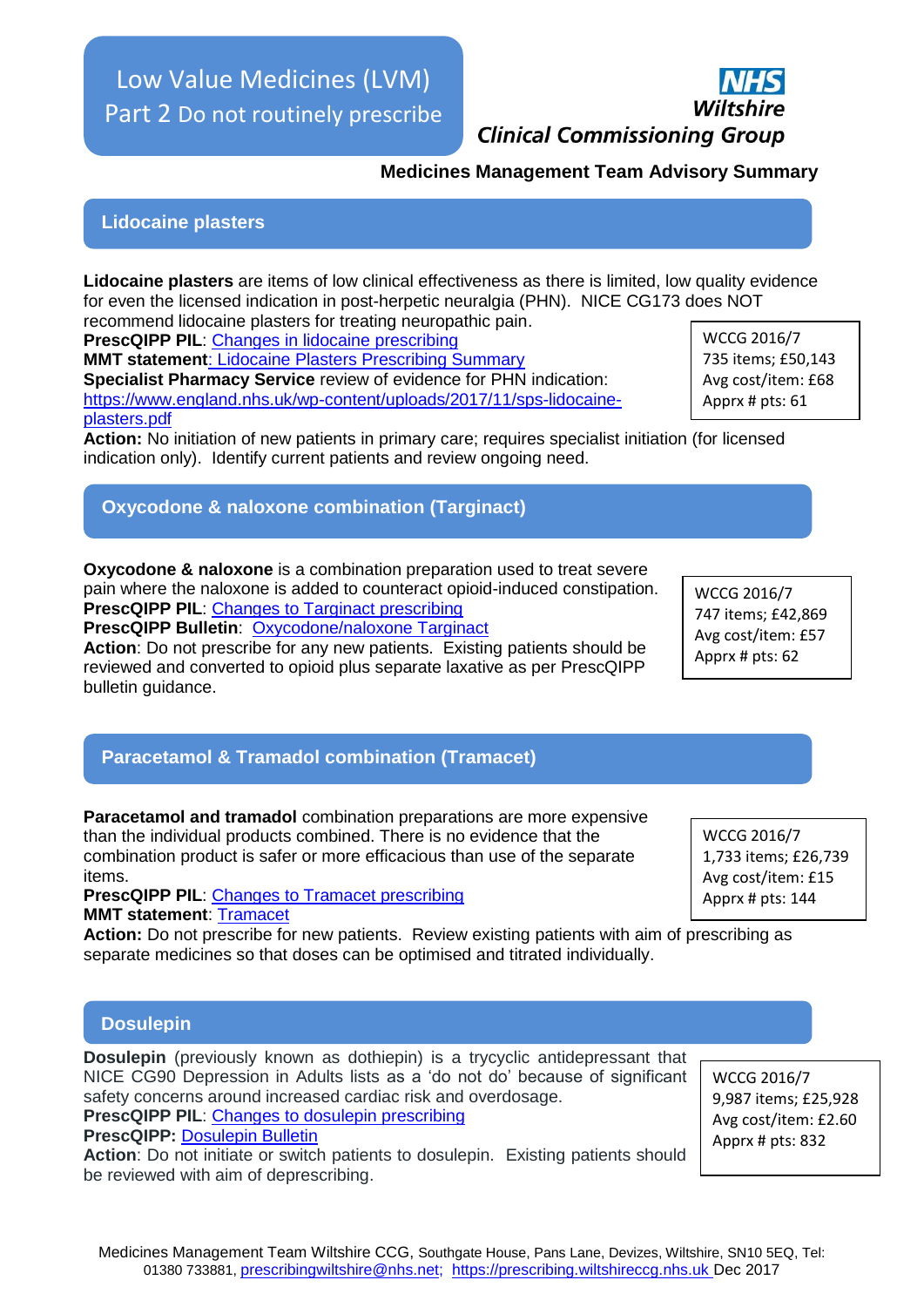# Low Value Medicines (LVM) Part 2 Do not routinely prescribe

**NHS Wiltshire Clinical Commissioning Group**

**Medicines Management Team Advisory Summary**

## Lidocaine plasters

**Lidocaine plasters** are items of low clinical effectiveness as there is limited, low quality evidence for even the licensed indication in post-herpetic neuralgia (PHN). NICE CG173 does NOT recommend lidocaine plasters for treating neuropathic pain.

**PrescQIPP PIL**: Changes in lidocaine prescribing
**MMT statement**: Lidocaine Plasters Prescribing Summary
**Specialist Pharmacy Service** review of evidence for PHN indication: https://www.england.nhs.uk/wp-content/uploads/2017/11/sps-lidocaine-plasters.pdf

WCCG 2016/7
735 items; £50,143
Avg cost/item: £68
Apprx # pts: 61

**Action:** No initiation of new patients in primary care; requires specialist initiation (for licensed indication only). Identify current patients and review ongoing need.

## Oxycodone & naloxone combination (Targinact)

**Oxycodone & naloxone** is a combination preparation used to treat severe pain where the naloxone is added to counteract opioid-induced constipation.
**PrescQIPP PIL**: Changes to Targinact prescribing
**PrescQIPP Bulletin**: Oxycodone/naloxone Targinact
**Action**: Do not prescribe for any new patients. Existing patients should be reviewed and converted to opioid plus separate laxative as per PrescQIPP bulletin guidance.

WCCG 2016/7
747 items; £42,869
Avg cost/item: £57
Apprx # pts: 62

## Paracetamol & Tramadol combination (Tramacet)

**Paracetamol and tramadol** combination preparations are more expensive than the individual products combined. There is no evidence that the combination product is safer or more efficacious than use of the separate items.
**PrescQIPP PIL**: Changes to Tramacet prescribing
**MMT statement**: Tramacet

WCCG 2016/7
1,733 items; £26,739
Avg cost/item: £15
Apprx # pts: 144

**Action:** Do not prescribe for new patients. Review existing patients with aim of prescribing as separate medicines so that doses can be optimised and titrated individually.

## Dosulepin

**Dosulepin** (previously known as dothiepin) is a trycyclic antidepressant that NICE CG90 Depression in Adults lists as a 'do not do' because of significant safety concerns around increased cardiac risk and overdosage.
**PrescQIPP PIL**: Changes to dosulepin prescribing
**PrescQIPP:** Dosulepin Bulletin
**Action**: Do not initiate or switch patients to dosulepin. Existing patients should be reviewed with aim of deprescribing.

WCCG 2016/7
9,987 items; £25,928
Avg cost/item: £2.60
Apprx # pts: 832

Medicines Management Team Wiltshire CCG, Southgate House, Pans Lane, Devizes, Wiltshire, SN10 5EQ, Tel: 01380 733881, prescribingwiltshire@nhs.net; https://prescribing.wiltshireccg.nhs.uk Dec 2017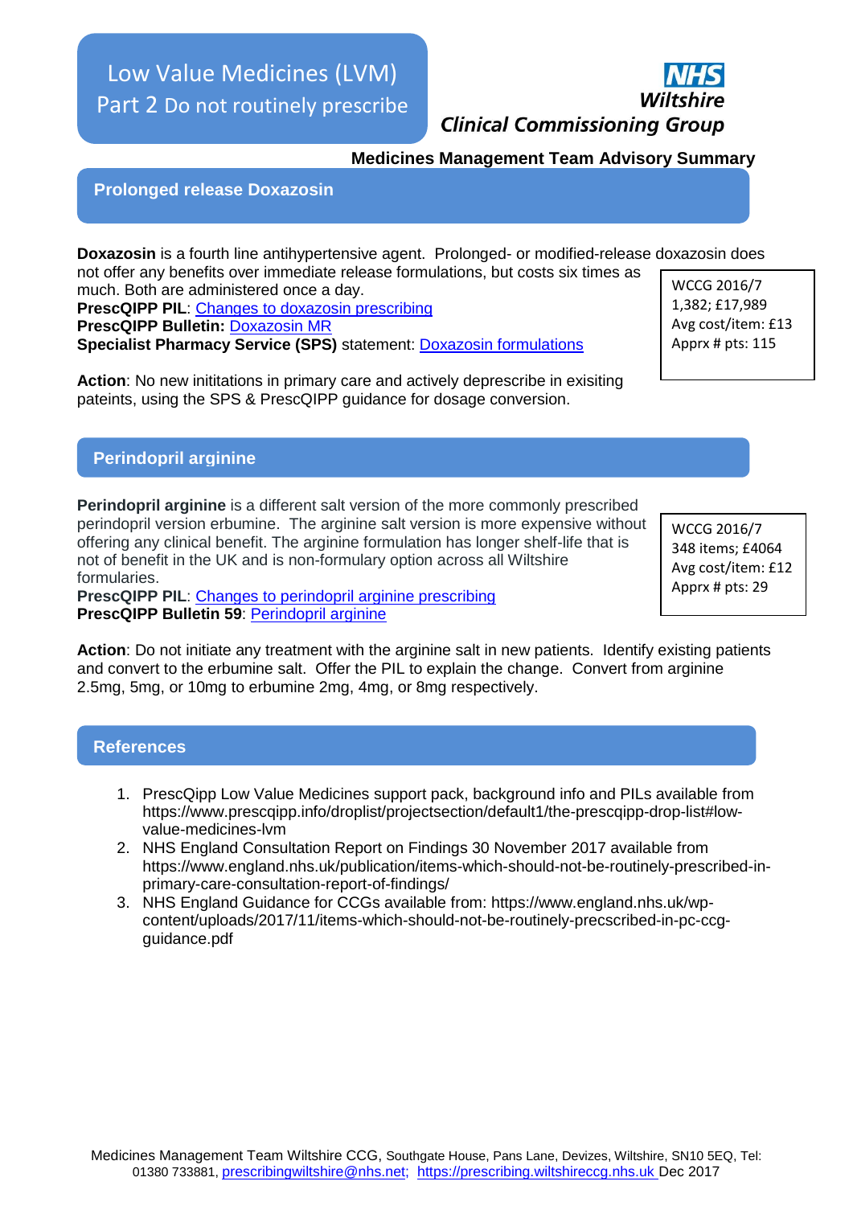# Low Value Medicines (LVM) Part 2 Do not routinely prescribe

NHS Wiltshire Clinical Commissioning Group

**Medicines Management Team Advisory Summary**

## Prolonged release Doxazosin

**Doxazosin** is a fourth line antihypertensive agent. Prolonged- or modified-release doxazosin does not offer any benefits over immediate release formulations, but costs six times as much. Both are administered once a day.

**PrescQIPP PIL**: Changes to doxazosin prescribing
**PrescQIPP Bulletin:** Doxazosin MR
**Specialist Pharmacy Service (SPS)** statement: Doxazosin formulations

WCCG 2016/7
1,382; £17,989
Avg cost/item: £13
Apprx # pts: 115

**Action**: No new inititations in primary care and actively deprescribe in exisiting pateints, using the SPS & PrescQIPP guidance for dosage conversion.

## Perindopril arginine

**Perindopril arginine** is a different salt version of the more commonly prescribed perindopril version erbumine. The arginine salt version is more expensive without offering any clinical benefit. The arginine formulation has longer shelf-life that is not of benefit in the UK and is non-formulary option across all Wiltshire formularies.

**PrescQIPP PIL**: Changes to perindopril arginine prescribing
**PrescQIPP Bulletin 59**: Perindopril arginine

WCCG 2016/7
348 items; £4064
Avg cost/item: £12
Apprx # pts: 29

**Action**: Do not initiate any treatment with the arginine salt in new patients. Identify existing patients and convert to the erbumine salt. Offer the PIL to explain the change. Convert from arginine 2.5mg, 5mg, or 10mg to erbumine 2mg, 4mg, or 8mg respectively.

## References

1. PrescQipp Low Value Medicines support pack, background info and PILs available from https://www.prescqipp.info/droplist/projectsection/default1/the-prescqipp-drop-list#low-value-medicines-lvm
2. NHS England Consultation Report on Findings 30 November 2017 available from https://www.england.nhs.uk/publication/items-which-should-not-be-routinely-prescribed-in-primary-care-consultation-report-of-findings/
3. NHS England Guidance for CCGs available from: https://www.england.nhs.uk/wp-content/uploads/2017/11/items-which-should-not-be-routinely-precscribed-in-pc-ccg-guidance.pdf

Medicines Management Team Wiltshire CCG, Southgate House, Pans Lane, Devizes, Wiltshire, SN10 5EQ, Tel: 01380 733881, prescribingwiltshire@nhs.net; https://prescribing.wiltshireccg.nhs.uk Dec 2017